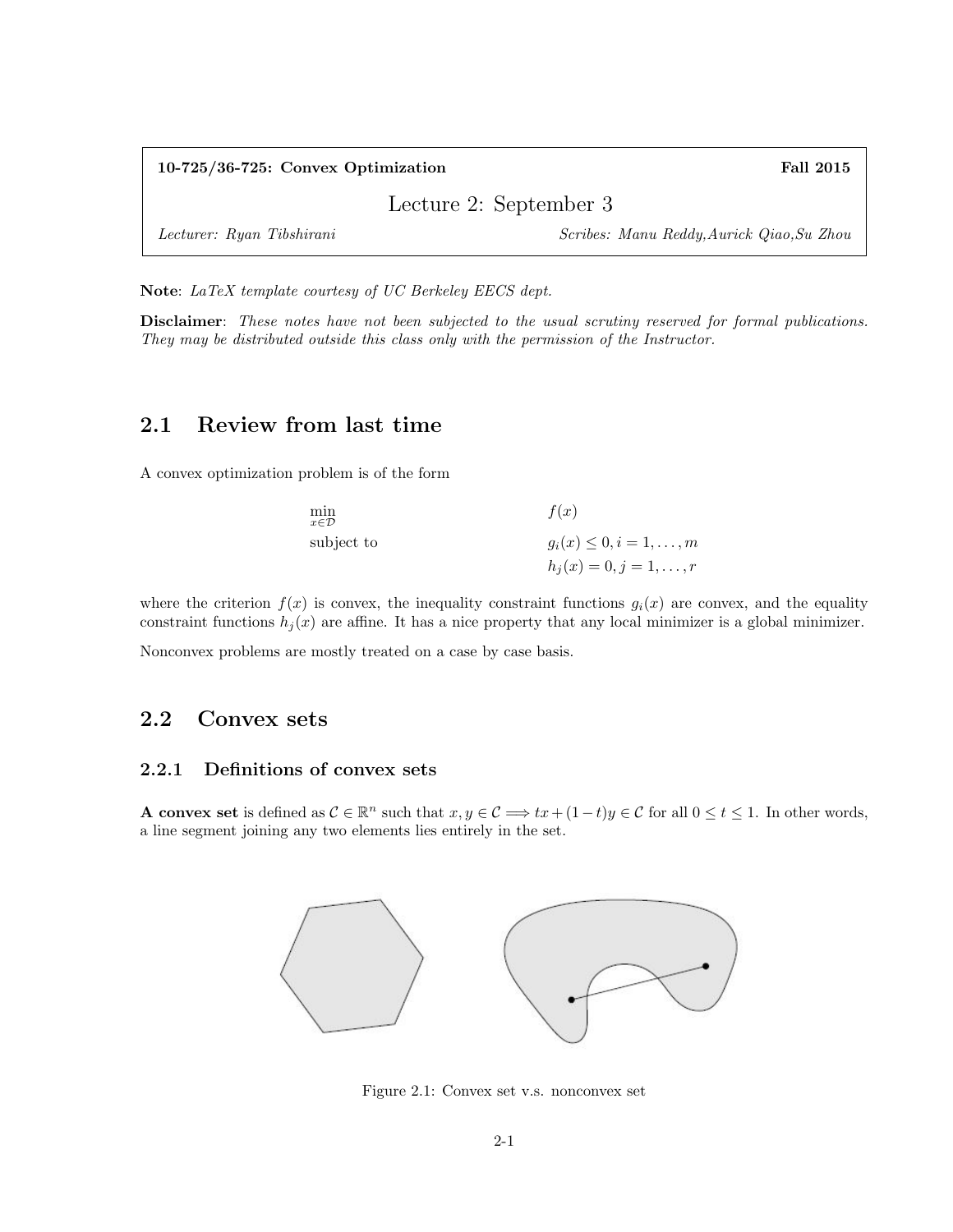**10-725/36-725: Convex Optimization** **Fall 2015**

# Lecture 2: September 3

*Lecturer: Ryan Tibshirani* *Scribes: Manu Reddy,Aurick Qiao,Su Zhou*

**Note**: *LaTeX template courtesy of UC Berkeley EECS dept.*

**Disclaimer**: *These notes have not been subjected to the usual scrutiny reserved for formal publications. They may be distributed outside this class only with the permission of the Instructor.*

## 2.1 Review from last time

A convex optimization problem is of the form

$$
\begin{aligned}
\min_{x \in \mathcal{D}} \quad & f(x) \\
\text{subject to} \quad & g_i(x) \leq 0, i = 1, \ldots, m \\
& h_j(x) = 0, j = 1, \ldots, r
\end{aligned}
$$

where the criterion $f(x)$ is convex, the inequality constraint functions $g_i(x)$ are convex, and the equality constraint functions $h_j(x)$ are affine. It has a nice property that any local minimizer is a global minimizer.

Nonconvex problems are mostly treated on a case by case basis.

## 2.2 Convex sets

### 2.2.1 Definitions of convex sets

**A convex set** is defined as $\mathcal{C} \in \mathbb{R}^n$ such that $x, y \in \mathcal{C} \Longrightarrow tx + (1-t)y \in \mathcal{C}$ for all $0 \leq t \leq 1$. In other words, a line segment joining any two elements lies entirely in the set.

Figure 2.1: Convex set v.s. nonconvex set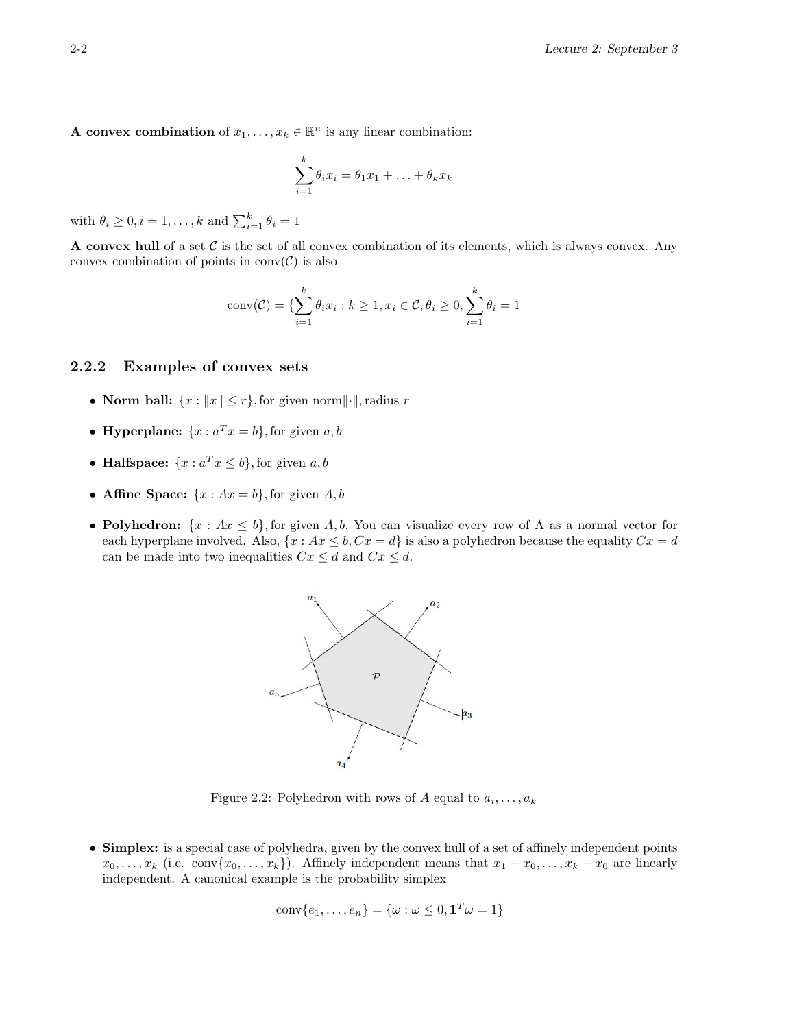**A convex combination** of $x_1, \ldots, x_k \in \mathbb{R}^n$ is any linear combination:

$$\sum_{i=1}^{k} \theta_i x_i = \theta_1 x_1 + \ldots + \theta_k x_k$$

with $\theta_i \geq 0, i = 1, \ldots, k$ and $\sum_{i=1}^{k} \theta_i = 1$

**A convex hull** of a set $\mathcal{C}$ is the set of all convex combination of its elements, which is always convex. Any convex combination of points in $\text{conv}(\mathcal{C})$ is also

$$\text{conv}(\mathcal{C}) = \{\sum_{i=1}^{k} \theta_i x_i : k \geq 1, x_i \in \mathcal{C}, \theta_i \geq 0, \sum_{i=1}^{k} \theta_i = 1$$

### 2.2.2 Examples of convex sets

- **Norm ball:** $\{x : \|x\| \leq r\}$, for given norm$\|\cdot\|$, radius $r$
- **Hyperplane:** $\{x : a^T x = b\}$, for given $a, b$
- **Halfspace:** $\{x : a^T x \leq b\}$, for given $a, b$
- **Affine Space:** $\{x : Ax = b\}$, for given $A, b$
- **Polyhedron:** $\{x : Ax \leq b\}$, for given $A, b$. You can visualize every row of A as a normal vector for each hyperplane involved. Also, $\{x : Ax \leq b, Cx = d\}$ is also a polyhedron because the equality $Cx = d$ can be made into two inequalities $Cx \leq d$ and $Cx \leq d$.

Figure 2.2: Polyhedron with rows of $A$ equal to $a_i, \ldots, a_k$

- **Simplex:** is a special case of polyhedra, given by the convex hull of a set of affinely independent points $x_0, \ldots, x_k$ (i.e. $\text{conv}\{x_0, \ldots, x_k\}$). Affinely independent means that $x_1 - x_0, \ldots, x_k - x_0$ are linearly independent. A canonical example is the probability simplex

$$\text{conv}\{e_1, \ldots, e_n\} = \{\omega : \omega \leq 0, \mathbf{1}^T \omega = 1\}$$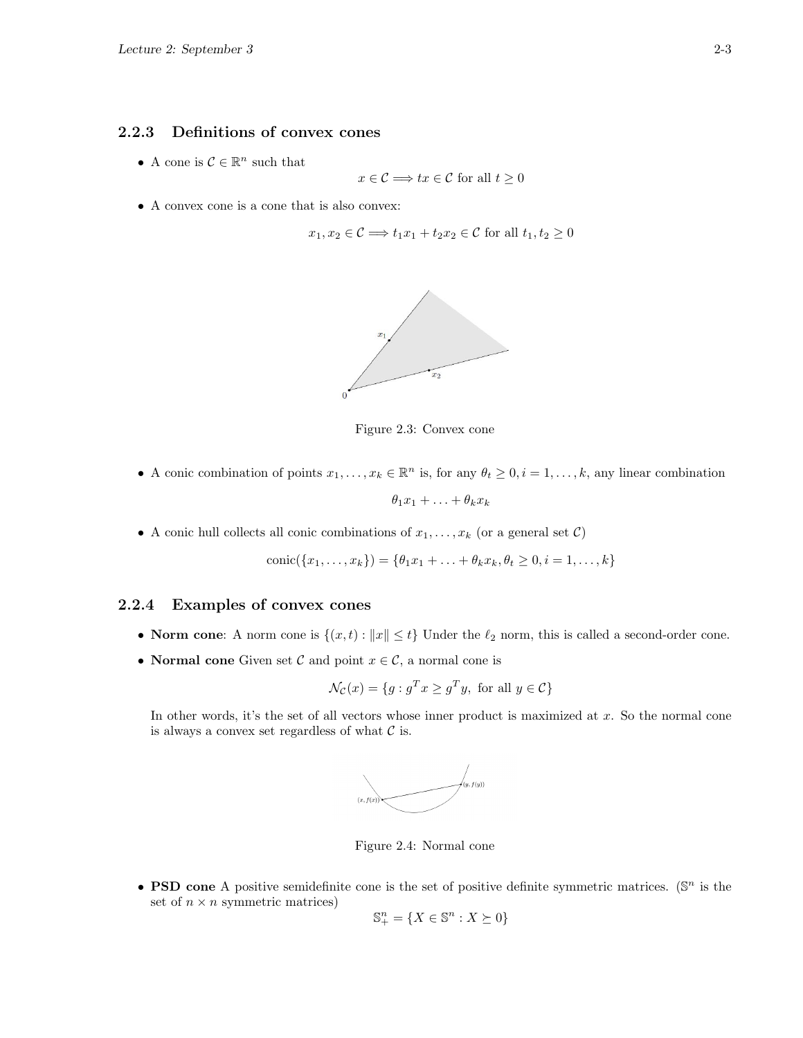### 2.2.3 Definitions of convex cones

- A cone is $\mathcal{C} \in \mathbb{R}^n$ such that

$$x \in \mathcal{C} \Longrightarrow tx \in \mathcal{C} \text{ for all } t \geq 0$$

- A convex cone is a cone that is also convex:

$$x_1, x_2 \in \mathcal{C} \Longrightarrow t_1 x_1 + t_2 x_2 \in \mathcal{C} \text{ for all } t_1, t_2 \geq 0$$

Figure 2.3: Convex cone

- A conic combination of points $x_1, \ldots, x_k \in \mathbb{R}^n$ is, for any $\theta_t \geq 0, i = 1, \ldots, k$, any linear combination

$$\theta_1 x_1 + \ldots + \theta_k x_k$$

- A conic hull collects all conic combinations of $x_1, \ldots, x_k$ (or a general set $\mathcal{C}$)

$$\text{conic}(\{x_1, \ldots, x_k\}) = \{\theta_1 x_1 + \ldots + \theta_k x_k, \theta_t \geq 0, i = 1, \ldots, k\}$$

### 2.2.4 Examples of convex cones

- **Norm cone**: A norm cone is $\{(x, t) : \|x\| \leq t\}$ Under the $\ell_2$ norm, this is called a second-order cone.
- **Normal cone** Given set $\mathcal{C}$ and point $x \in \mathcal{C}$, a normal cone is

$$\mathcal{N}_{\mathcal{C}}(x) = \{g : g^T x \geq g^T y, \text{ for all } y \in \mathcal{C}\}$$

  In other words, it's the set of all vectors whose inner product is maximized at $x$. So the normal cone is always a convex set regardless of what $\mathcal{C}$ is.

Figure 2.4: Normal cone

- **PSD cone** A positive semidefinite cone is the set of positive definite symmetric matrices. ($\mathbb{S}^n$ is the set of $n \times n$ symmetric matrices)

$$\mathbb{S}^n_+ = \{X \in \mathbb{S}^n : X \succeq 0\}$$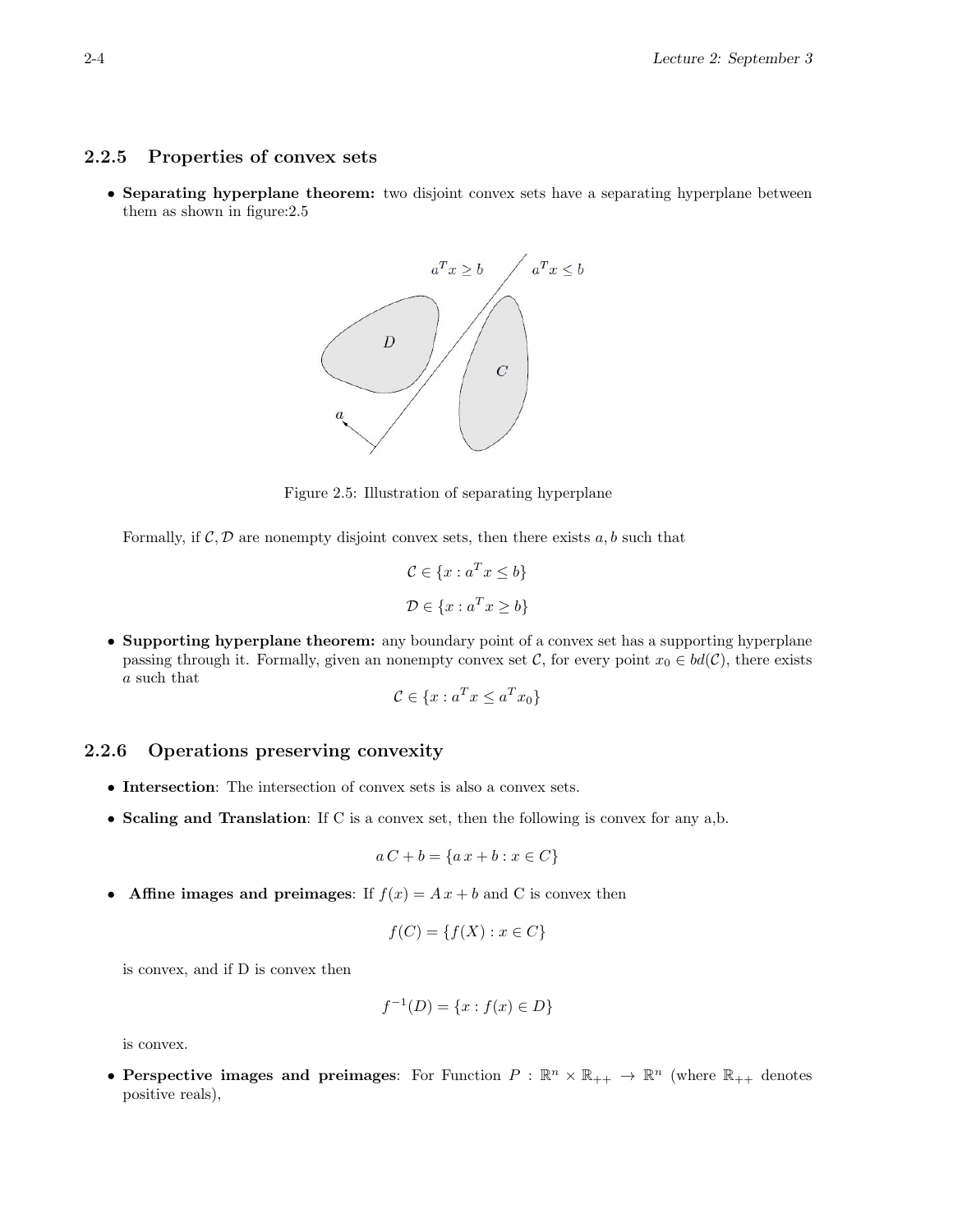### 2.2.5 Properties of convex sets

- **Separating hyperplane theorem:** two disjoint convex sets have a separating hyperplane between them as shown in figure:2.5

Figure 2.5: Illustration of separating hyperplane

Formally, if $\mathcal{C}, \mathcal{D}$ are nonempty disjoint convex sets, then there exists $a, b$ such that

$$\mathcal{C} \in \{x : a^T x \leq b\}$$

$$\mathcal{D} \in \{x : a^T x \geq b\}$$

- **Supporting hyperplane theorem:** any boundary point of a convex set has a supporting hyperplane passing through it. Formally, given an nonempty convex set $\mathcal{C}$, for every point $x_0 \in bd(\mathcal{C})$, there exists $a$ such that

$$\mathcal{C} \in \{x : a^T x \leq a^T x_0\}$$

### 2.2.6 Operations preserving convexity

- **Intersection**: The intersection of convex sets is also a convex sets.
- **Scaling and Translation**: If C is a convex set, then the following is convex for any a,b.

$$a\,C + b = \{a\,x + b : x \in C\}$$

- **Affine images and preimages**: If $f(x) = A\,x + b$ and C is convex then

$$f(C) = \{f(X) : x \in C\}$$

is convex, and if D is convex then

$$f^{-1}(D) = \{x : f(x) \in D\}$$

is convex.

- **Perspective images and preimages**: For Function $P : \mathbb{R}^n \times \mathbb{R}_{++} \to \mathbb{R}^n$ (where $\mathbb{R}_{++}$ denotes positive reals),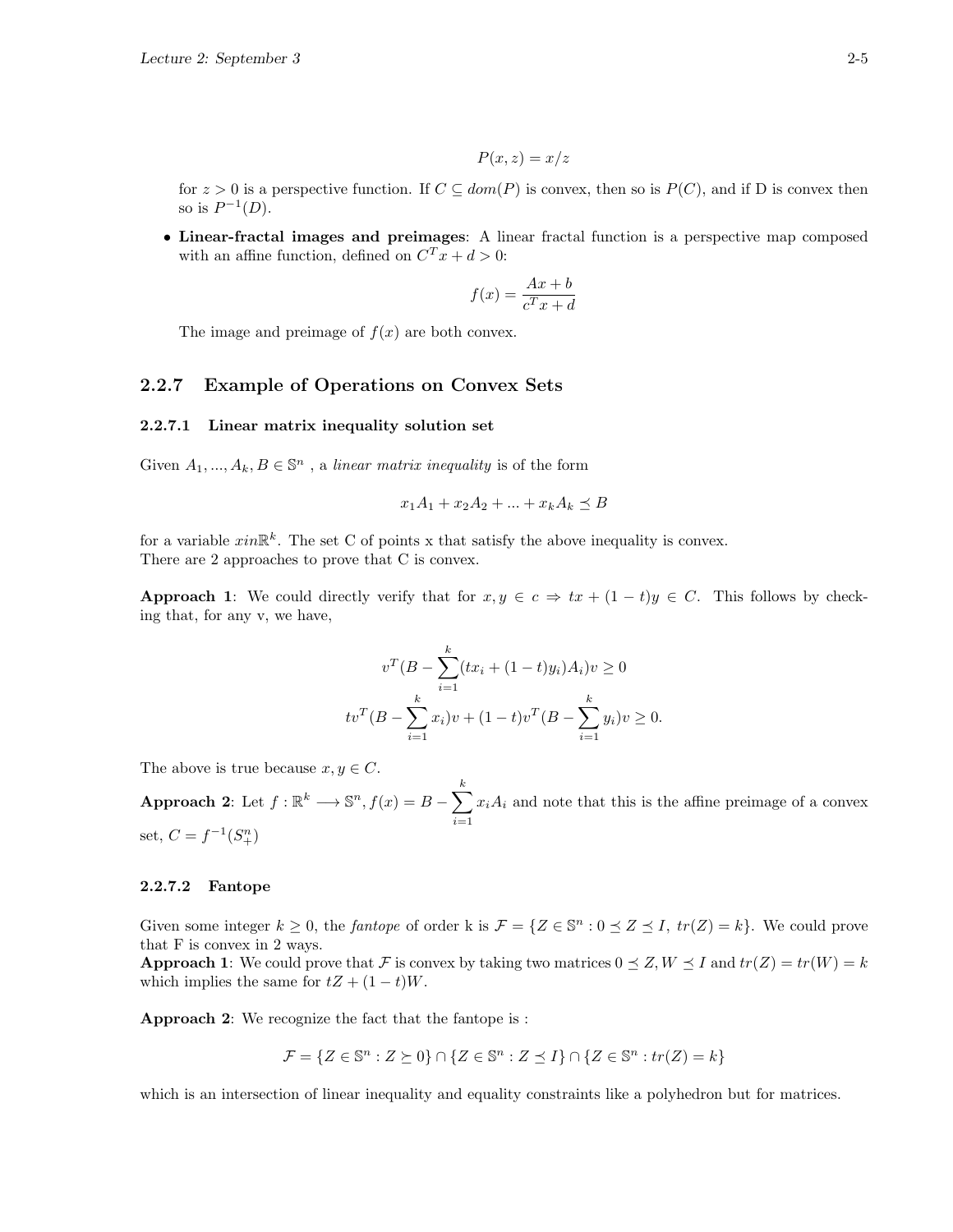$$P(x, z) = x/z$$

for $z > 0$ is a perspective function. If $C \subseteq dom(P)$ is convex, then so is $P(C)$, and if D is convex then so is $P^{-1}(D)$.

- **Linear-fractal images and preimages**: A linear fractal function is a perspective map composed with an affine function, defined on $C^T x + d > 0$:

$$f(x) = \frac{Ax + b}{c^T x + d}$$

The image and preimage of $f(x)$ are both convex.

## 2.2.7 Example of Operations on Convex Sets

### 2.2.7.1 Linear matrix inequality solution set

Given $A_1, ..., A_k, B \in \mathbb{S}^n$ , a *linear matrix inequality* is of the form

$$x_1 A_1 + x_2 A_2 + ... + x_k A_k \preceq B$$

for a variable $xin\mathbb{R}^k$. The set C of points x that satisfy the above inequality is convex.
There are 2 approaches to prove that C is convex.

**Approach 1**: We could directly verify that for $x, y \in c \Rightarrow tx + (1-t)y \in C$. This follows by checking that, for any v, we have,

$$v^T(B - \sum_{i=1}^{k}(tx_i + (1-t)y_i)A_i)v \geq 0$$

$$tv^T(B - \sum_{i=1}^{k} x_i)v + (1-t)v^T(B - \sum_{i=1}^{k} y_i)v \geq 0.$$

The above is true because $x, y \in C$.

**Approach 2**: Let $f : \mathbb{R}^k \longrightarrow \mathbb{S}^n, f(x) = B - \sum_{i=1}^{k} x_i A_i$ and note that this is the affine preimage of a convex set, $C = f^{-1}(S^n_+)$

### 2.2.7.2 Fantope

Given some integer $k \geq 0$, the *fantope* of order k is $\mathcal{F} = \{Z \in \mathbb{S}^n : 0 \preceq Z \preceq I,\ tr(Z) = k\}$. We could prove that F is convex in 2 ways.

**Approach 1**: We could prove that $\mathcal{F}$ is convex by taking two matrices $0 \preceq Z, W \preceq I$ and $tr(Z) = tr(W) = k$ which implies the same for $tZ + (1-t)W$.

**Approach 2**: We recognize the fact that the fantope is :

$$\mathcal{F} = \{Z \in \mathbb{S}^n : Z \succeq 0\} \cap \{Z \in \mathbb{S}^n : Z \preceq I\} \cap \{Z \in \mathbb{S}^n : tr(Z) = k\}$$

which is an intersection of linear inequality and equality constraints like a polyhedron but for matrices.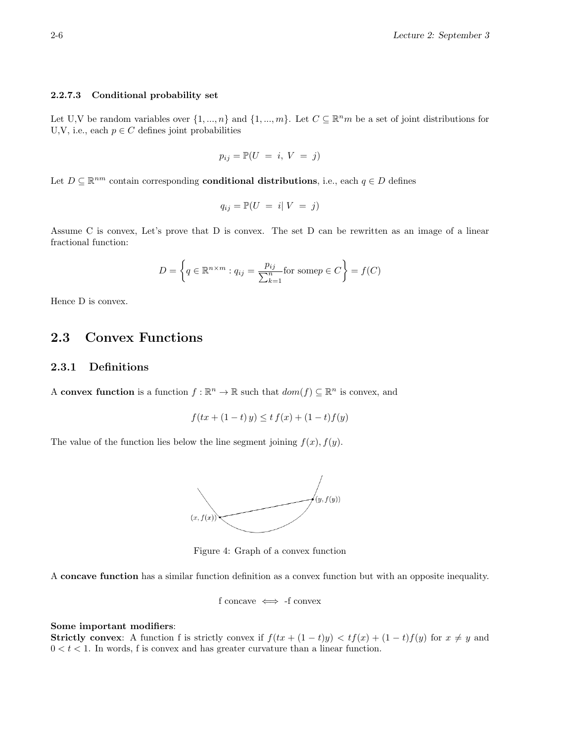#### 2.2.7.3 Conditional probability set

Let U,V be random variables over $\{1, ..., n\}$ and $\{1, ..., m\}$. Let $C \subseteq \mathbb{R}^n m$ be a set of joint distributions for U,V, i.e., each $p \in C$ defines joint probabilities

$$p_{ij} = \mathbb{P}(U = i, V = j)$$

Let $D \subseteq \mathbb{R}^{nm}$ contain corresponding **conditional distributions**, i.e., each $q \in D$ defines

$$q_{ij} = \mathbb{P}(U = i | V = j)$$

Assume C is convex, Let's prove that D is convex. The set D can be rewritten as an image of a linear fractional function:

$$D = \left\{ q \in \mathbb{R}^{n \times m} : q_{ij} = \frac{p_{ij}}{\sum_{k=1}^{n}} \text{for some} p \in C \right\} = f(C)$$

Hence D is convex.

## 2.3 Convex Functions

### 2.3.1 Definitions

A **convex function** is a function $f : \mathbb{R}^n \to \mathbb{R}$ such that $dom(f) \subseteq \mathbb{R}^n$ is convex, and

$$f(tx + (1-t)\, y) \leq t\, f(x) + (1-t) f(y)$$

The value of the function lies below the line segment joining $f(x), f(y)$.

Figure 4: Graph of a convex function

A **concave function** has a similar function definition as a convex function but with an opposite inequality.

$$\text{f concave} \iff \text{-f convex}$$

**Some important modifiers**:
**Strictly convex**: A function f is strictly convex if $f(tx + (1-t)y) < tf(x) + (1-t)f(y)$ for $x \neq y$ and $0 < t < 1$. In words, f is convex and has greater curvature than a linear function.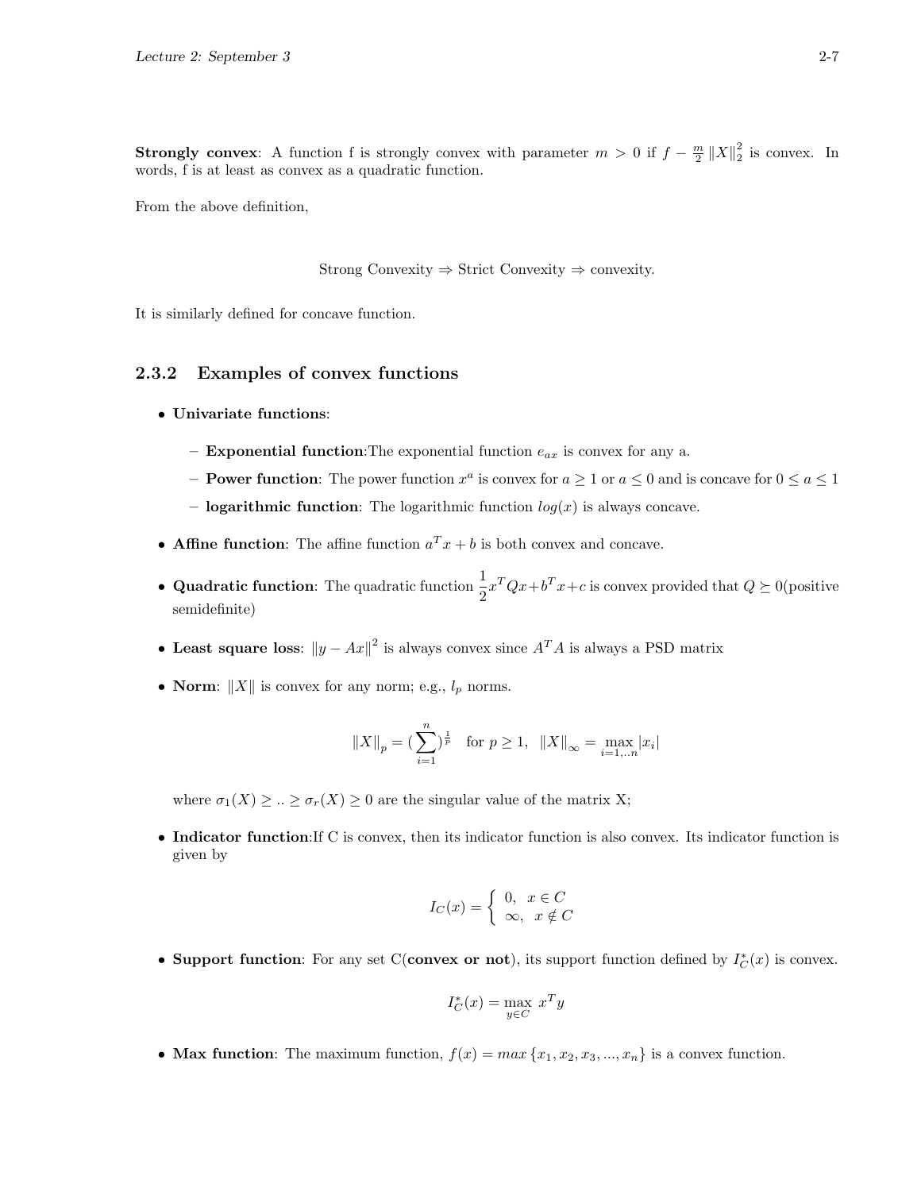**Strongly convex**: A function f is strongly convex with parameter $m > 0$ if $f - \frac{m}{2} \|X\|_2^2$ is convex. In words, f is at least as convex as a quadratic function.

From the above definition,

$$\text{Strong Convexity} \Rightarrow \text{Strict Convexity} \Rightarrow \text{convexity.}$$

It is similarly defined for concave function.

### 2.3.2 Examples of convex functions

- **Univariate functions**:
  - **Exponential function**:The exponential function $e_{ax}$ is convex for any a.
  - **Power function**: The power function $x^a$ is convex for $a \geq 1$ or $a \leq 0$ and is concave for $0 \leq a \leq 1$
  - **logarithmic function**: The logarithmic function $log(x)$ is always concave.
- **Affine function**: The affine function $a^T x + b$ is both convex and concave.
- **Quadratic function**: The quadratic function $\frac{1}{2} x^T Q x + b^T x + c$ is convex provided that $Q \succeq 0$(positive semidefinite)
- **Least square loss**: $\|y - Ax\|^2$ is always convex since $A^T A$ is always a PSD matrix
- **Norm**: $\|X\|$ is convex for any norm; e.g., $l_p$ norms.

  $$\|X\|_p = (\sum_{i=1}^{n})^{\frac{1}{p}} \quad \text{for } p \geq 1, \quad \|X\|_\infty = \max_{i=1,..n} |x_i|$$

  where $\sigma_1(X) \geq .. \geq \sigma_r(X) \geq 0$ are the singular value of the matrix X;
- **Indicator function**:If C is convex, then its indicator function is also convex. Its indicator function is given by

  $$I_C(x) = \begin{cases} 0, & x \in C \\ \infty, & x \notin C \end{cases}$$

- **Support function**: For any set C(**convex or not**), its support function defined by $I_C^*(x)$ is convex.

  $$I_C^*(x) = \max_{y \in C} x^T y$$

- **Max function**: The maximum function, $f(x) = max\{x_1, x_2, x_3, ..., x_n\}$ is a convex function.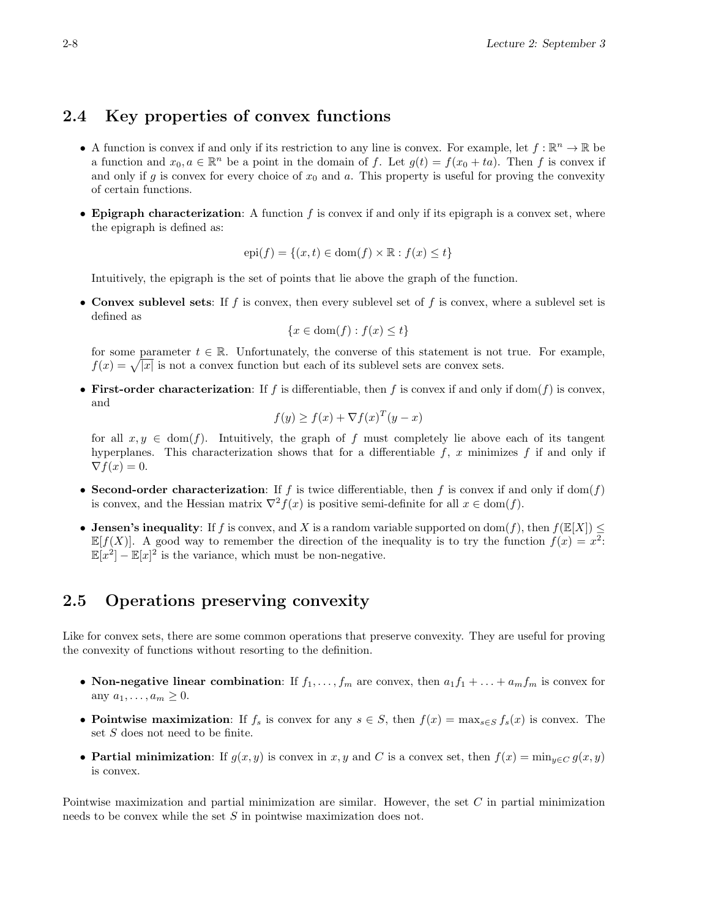## 2.4 Key properties of convex functions

- A function is convex if and only if its restriction to any line is convex. For example, let $f : \mathbb{R}^n \to \mathbb{R}$ be a function and $x_0, a \in \mathbb{R}^n$ be a point in the domain of $f$. Let $g(t) = f(x_0 + ta)$. Then $f$ is convex if and only if $g$ is convex for every choice of $x_0$ and $a$. This property is useful for proving the convexity of certain functions.

- **Epigraph characterization**: A function $f$ is convex if and only if its epigraph is a convex set, where the epigraph is defined as:

$$\text{epi}(f) = \{(x, t) \in \text{dom}(f) \times \mathbb{R} : f(x) \leq t\}$$

  Intuitively, the epigraph is the set of points that lie above the graph of the function.

- **Convex sublevel sets**: If $f$ is convex, then every sublevel set of $f$ is convex, where a sublevel set is defined as

$$\{x \in \text{dom}(f) : f(x) \leq t\}$$

  for some parameter $t \in \mathbb{R}$. Unfortunately, the converse of this statement is not true. For example, $f(x) = \sqrt{|x|}$ is not a convex function but each of its sublevel sets are convex sets.

- **First-order characterization**: If $f$ is differentiable, then $f$ is convex if and only if $\text{dom}(f)$ is convex, and

$$f(y) \geq f(x) + \nabla f(x)^T (y - x)$$

  for all $x, y \in \text{dom}(f)$. Intuitively, the graph of $f$ must completely lie above each of its tangent hyperplanes. This characterization shows that for a differentiable $f$, $x$ minimizes $f$ if and only if $\nabla f(x) = 0$.

- **Second-order characterization**: If $f$ is twice differentiable, then $f$ is convex if and only if $\text{dom}(f)$ is convex, and the Hessian matrix $\nabla^2 f(x)$ is positive semi-definite for all $x \in \text{dom}(f)$.

- **Jensen's inequality**: If $f$ is convex, and $X$ is a random variable supported on $\text{dom}(f)$, then $f(\mathbb{E}[X]) \leq \mathbb{E}[f(X)]$. A good way to remember the direction of the inequality is to try the function $f(x) = x^2$: $\mathbb{E}[x^2] - \mathbb{E}[x]^2$ is the variance, which must be non-negative.

## 2.5 Operations preserving convexity

Like for convex sets, there are some common operations that preserve convexity. They are useful for proving the convexity of functions without resorting to the definition.

- **Non-negative linear combination**: If $f_1, \ldots, f_m$ are convex, then $a_1 f_1 + \ldots + a_m f_m$ is convex for any $a_1, \ldots, a_m \geq 0$.

- **Pointwise maximization**: If $f_s$ is convex for any $s \in S$, then $f(x) = \max_{s \in S} f_s(x)$ is convex. The set $S$ does not need to be finite.

- **Partial minimization**: If $g(x, y)$ is convex in $x, y$ and $C$ is a convex set, then $f(x) = \min_{y \in C} g(x, y)$ is convex.

Pointwise maximization and partial minimization are similar. However, the set $C$ in partial minimization needs to be convex while the set $S$ in pointwise maximization does not.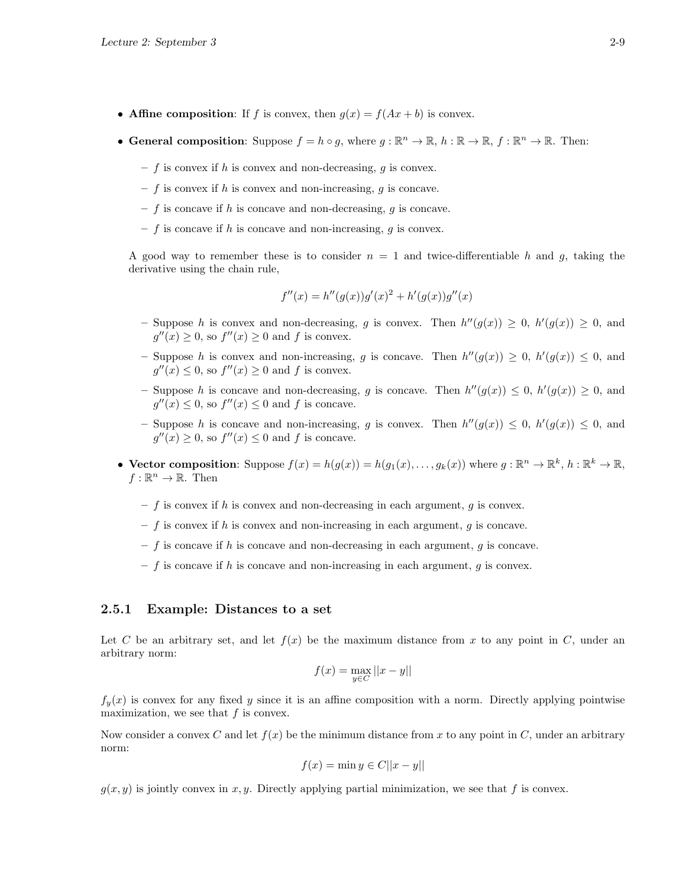- **Affine composition**: If $f$ is convex, then $g(x) = f(Ax + b)$ is convex.
- **General composition**: Suppose $f = h \circ g$, where $g : \mathbb{R}^n \to \mathbb{R}$, $h : \mathbb{R} \to \mathbb{R}$, $f : \mathbb{R}^n \to \mathbb{R}$. Then:
  - $f$ is convex if $h$ is convex and non-decreasing, $g$ is convex.
  - $f$ is convex if $h$ is convex and non-increasing, $g$ is concave.
  - $f$ is concave if $h$ is concave and non-decreasing, $g$ is concave.
  - $f$ is concave if $h$ is concave and non-increasing, $g$ is convex.

  A good way to remember these is to consider $n = 1$ and twice-differentiable $h$ and $g$, taking the derivative using the chain rule,

  $$f''(x) = h''(g(x))g'(x)^2 + h'(g(x))g''(x)$$

  - Suppose $h$ is convex and non-decreasing, $g$ is convex. Then $h''(g(x)) \geq 0$, $h'(g(x)) \geq 0$, and $g''(x) \geq 0$, so $f''(x) \geq 0$ and $f$ is convex.
  - Suppose $h$ is convex and non-increasing, $g$ is concave. Then $h''(g(x)) \geq 0$, $h'(g(x)) \leq 0$, and $g''(x) \leq 0$, so $f''(x) \geq 0$ and $f$ is convex.
  - Suppose $h$ is concave and non-decreasing, $g$ is concave. Then $h''(g(x)) \leq 0$, $h'(g(x)) \geq 0$, and $g''(x) \leq 0$, so $f''(x) \leq 0$ and $f$ is concave.
  - Suppose $h$ is concave and non-increasing, $g$ is convex. Then $h''(g(x)) \leq 0$, $h'(g(x)) \leq 0$, and $g''(x) \geq 0$, so $f''(x) \leq 0$ and $f$ is concave.
- **Vector composition**: Suppose $f(x) = h(g(x)) = h(g_1(x), \ldots, g_k(x))$ where $g : \mathbb{R}^n \to \mathbb{R}^k$, $h : \mathbb{R}^k \to \mathbb{R}$, $f : \mathbb{R}^n \to \mathbb{R}$. Then
  - $f$ is convex if $h$ is convex and non-decreasing in each argument, $g$ is convex.
  - $f$ is convex if $h$ is convex and non-increasing in each argument, $g$ is concave.
  - $f$ is concave if $h$ is concave and non-decreasing in each argument, $g$ is concave.
  - $f$ is concave if $h$ is concave and non-increasing in each argument, $g$ is convex.

### 2.5.1 Example: Distances to a set

Let $C$ be an arbitrary set, and let $f(x)$ be the maximum distance from $x$ to any point in $C$, under an arbitrary norm:

$$f(x) = \max_{y \in C} ||x - y||$$

$f_y(x)$ is convex for any fixed $y$ since it is an affine composition with a norm. Directly applying pointwise maximization, we see that $f$ is convex.

Now consider a convex $C$ and let $f(x)$ be the minimum distance from $x$ to any point in $C$, under an arbitrary norm:

$$f(x) = \min y \in C||x - y||$$

$g(x, y)$ is jointly convex in $x, y$. Directly applying partial minimization, we see that $f$ is convex.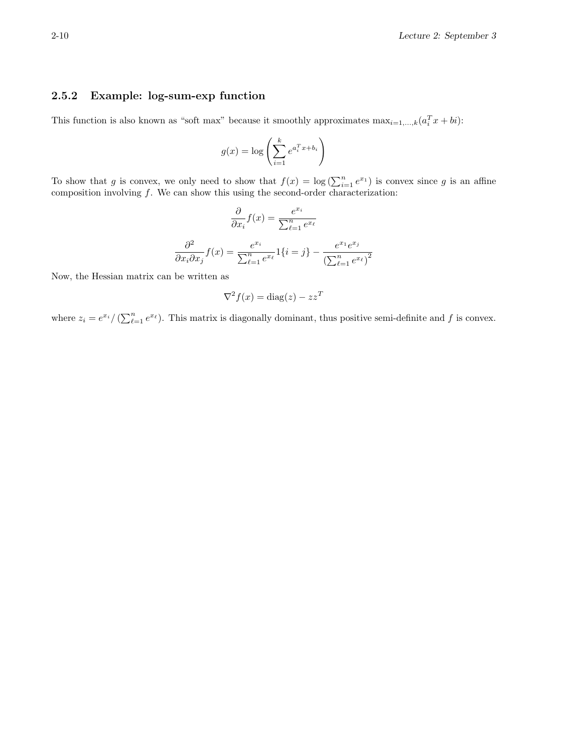### 2.5.2 Example: log-sum-exp function

This function is also known as "soft max" because it smoothly approximates $\max_{i=1,\dots,k}(a_i^T x + bi)$:

$$g(x) = \log\left(\sum_{i=1}^{k} e^{a_i^T x + b_i}\right)$$

To show that $g$ is convex, we only need to show that $f(x) = \log\left(\sum_{i=1}^{n} e^{x_1}\right)$ is convex since $g$ is an affine composition involving $f$. We can show this using the second-order characterization:

$$\frac{\partial}{\partial x_i} f(x) = \frac{e^{x_i}}{\sum_{\ell=1}^{n} e^{x_\ell}}$$

$$\frac{\partial^2}{\partial x_i \partial x_j} f(x) = \frac{e^{x_i}}{\sum_{\ell=1}^{n} e^{x_\ell}} 1\{i = j\} - \frac{e^{x_1} e^{x_j}}{\left(\sum_{\ell=1}^{n} e^{x_\ell}\right)^2}$$

Now, the Hessian matrix can be written as

$$\nabla^2 f(x) = \text{diag}(z) - zz^T$$

where $z_i = e^{x_i} / \left(\sum_{\ell=1}^{n} e^{x_\ell}\right)$. This matrix is diagonally dominant, thus positive semi-definite and $f$ is convex.